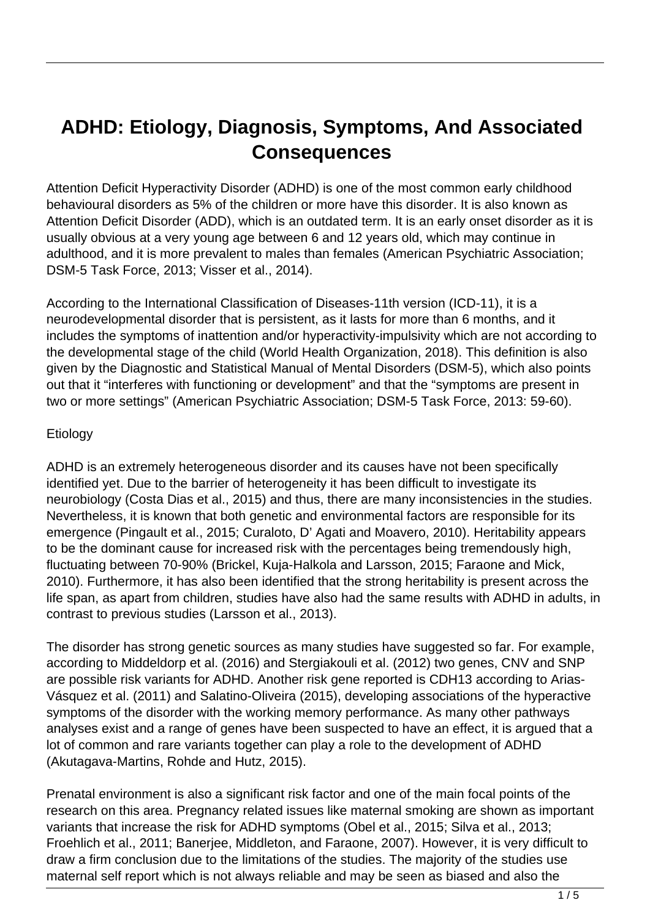# ADHD: Etiology, Diagnosis, Symptoms, And Associated Consequences

Attention Deficit Hyperactivity Disorder (ADHD) is one of the most common early childhood behavioural disorders as 5% of the children or more have this disorder. It is also known as Attention Deficit Disorder (ADD), which is an outdated term. It is an early onset disorder as it is usually obvious at a very young age between 6 and 12 years old, which may continue in adulthood, and it is more prevalent to males than females (American Psychiatric Association; DSM-5 Task Force, 2013; Visser et al., 2014).

According to the International Classification of Diseases-11th version (ICD-11), it is a neurodevelopmental disorder that is persistent, as it lasts for more than 6 months, and it includes the symptoms of inattention and/or hyperactivity-impulsivity which are not according to the developmental stage of the child (World Health Organization, 2018). This definition is also given by the Diagnostic and Statistical Manual of Mental Disorders (DSM-5), which also points out that it "interferes with functioning or development" and that the "symptoms are present in two or more settings" (American Psychiatric Association; DSM-5 Task Force, 2013: 59-60).

## Etiology

ADHD is an extremely heterogeneous disorder and its causes have not been specifically identified yet. Due to the barrier of heterogeneity it has been difficult to investigate its neurobiology (Costa Dias et al., 2015) and thus, there are many inconsistencies in the studies. Nevertheless, it is known that both genetic and environmental factors are responsible for its emergence (Pingault et al., 2015; Curaloto, D' Agati and Moavero, 2010). Heritability appears to be the dominant cause for increased risk with the percentages being tremendously high, fluctuating between 70-90% (Brickel, Kuja-Halkola and Larsson, 2015; Faraone and Mick, 2010). Furthermore, it has also been identified that the strong heritability is present across the life span, as apart from children, studies have also had the same results with ADHD in adults, in contrast to previous studies (Larsson et al., 2013).

The disorder has strong genetic sources as many studies have suggested so far. For example, according to Middeldorp et al. (2016) and Stergiakouli et al. (2012) two genes, CNV and SNP are possible risk variants for ADHD. Another risk gene reported is CDH13 according to Arias-Vásquez et al. (2011) and Salatino-Oliveira (2015), developing associations of the hyperactive symptoms of the disorder with the working memory performance. As many other pathways analyses exist and a range of genes have been suspected to have an effect, it is argued that a lot of common and rare variants together can play a role to the development of ADHD (Akutagava-Martins, Rohde and Hutz, 2015).

Prenatal environment is also a significant risk factor and one of the main focal points of the research on this area. Pregnancy related issues like maternal smoking are shown as important variants that increase the risk for ADHD symptoms (Obel et al., 2015; Silva et al., 2013; Froehlich et al., 2011; Banerjee, Middleton, and Faraone, 2007). However, it is very difficult to draw a firm conclusion due to the limitations of the studies. The majority of the studies use maternal self report which is not always reliable and may be seen as biased and also the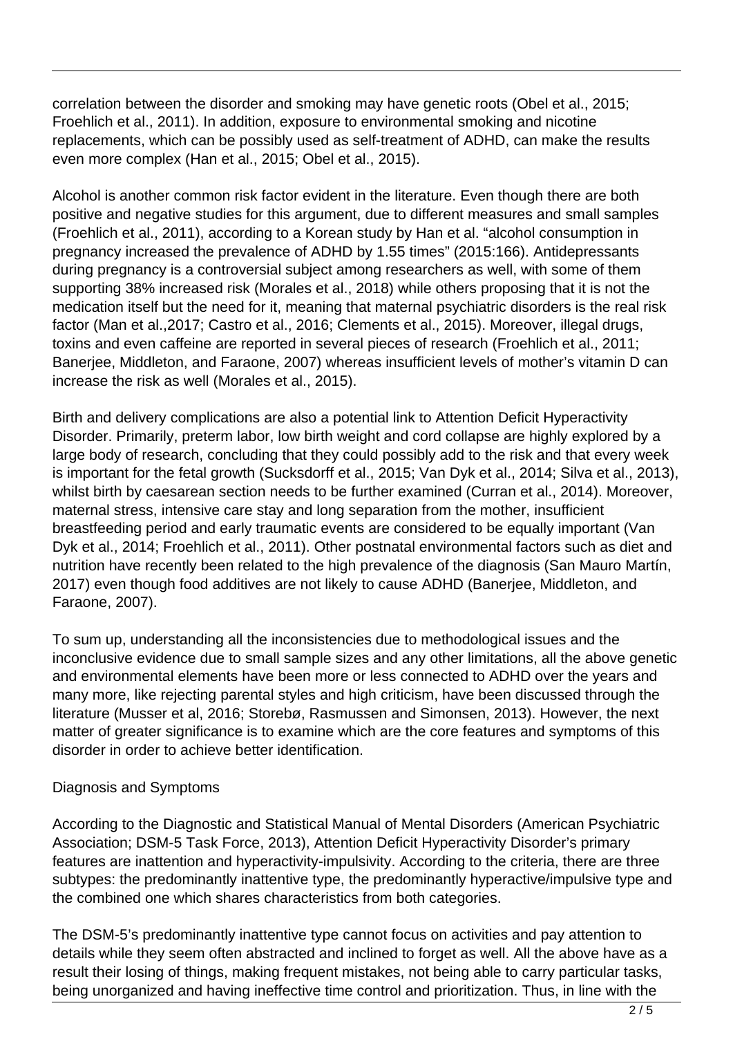correlation between the disorder and smoking may have genetic roots (Obel et al., 2015; Froehlich et al., 2011). In addition, exposure to environmental smoking and nicotine replacements, which can be possibly used as self-treatment of ADHD, can make the results even more complex (Han et al., 2015; Obel et al., 2015).

Alcohol is another common risk factor evident in the literature. Even though there are both positive and negative studies for this argument, due to different measures and small samples (Froehlich et al., 2011), according to a Korean study by Han et al. "alcohol consumption in pregnancy increased the prevalence of ADHD by 1.55 times" (2015:166). Antidepressants during pregnancy is a controversial subject among researchers as well, with some of them supporting 38% increased risk (Morales et al., 2018) while others proposing that it is not the medication itself but the need for it, meaning that maternal psychiatric disorders is the real risk factor (Man et al.,2017; Castro et al., 2016; Clements et al., 2015). Moreover, illegal drugs, toxins and even caffeine are reported in several pieces of research (Froehlich et al., 2011; Banerjee, Middleton, and Faraone, 2007) whereas insufficient levels of mother's vitamin D can increase the risk as well (Morales et al., 2015).

Birth and delivery complications are also a potential link to Attention Deficit Hyperactivity Disorder. Primarily, preterm labor, low birth weight and cord collapse are highly explored by a large body of research, concluding that they could possibly add to the risk and that every week is important for the fetal growth (Sucksdorff et al., 2015; Van Dyk et al., 2014; Silva et al., 2013), whilst birth by caesarean section needs to be further examined (Curran et al., 2014). Moreover, maternal stress, intensive care stay and long separation from the mother, insufficient breastfeeding period and early traumatic events are considered to be equally important (Van Dyk et al., 2014; Froehlich et al., 2011). Other postnatal environmental factors such as diet and nutrition have recently been related to the high prevalence of the diagnosis (San Mauro Martín, 2017) even though food additives are not likely to cause ADHD (Banerjee, Middleton, and Faraone, 2007).

To sum up, understanding all the inconsistencies due to methodological issues and the inconclusive evidence due to small sample sizes and any other limitations, all the above genetic and environmental elements have been more or less connected to ADHD over the years and many more, like rejecting parental styles and high criticism, have been discussed through the literature (Musser et al, 2016; Storebø, Rasmussen and Simonsen, 2013). However, the next matter of greater significance is to examine which are the core features and symptoms of this disorder in order to achieve better identification.

## Diagnosis and Symptoms

According to the Diagnostic and Statistical Manual of Mental Disorders (American Psychiatric Association; DSM-5 Task Force, 2013), Attention Deficit Hyperactivity Disorder's primary features are inattention and hyperactivity-impulsivity. According to the criteria, there are three subtypes: the predominantly inattentive type, the predominantly hyperactive/impulsive type and the combined one which shares characteristics from both categories.

The DSM-5's predominantly inattentive type cannot focus on activities and pay attention to details while they seem often abstracted and inclined to forget as well. All the above have as a result their losing of things, making frequent mistakes, not being able to carry particular tasks, being unorganized and having ineffective time control and prioritization. Thus, in line with the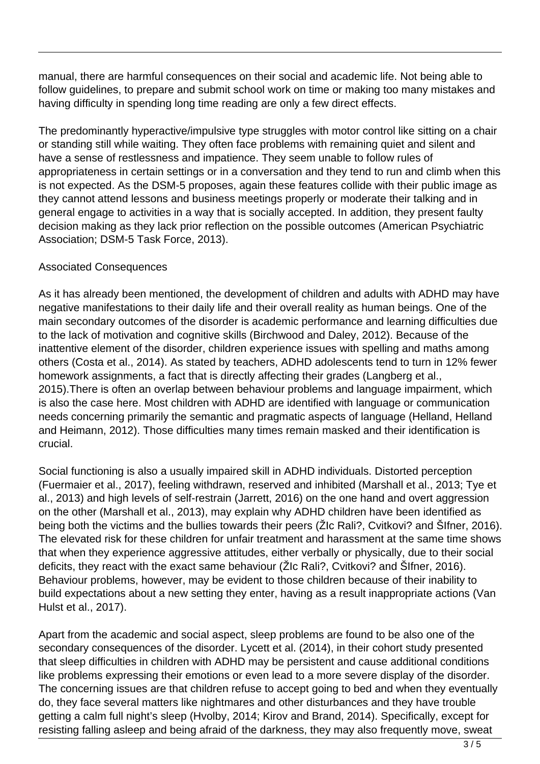manual, there are harmful consequences on their social and academic life. Not being able to follow guidelines, to prepare and submit school work on time or making too many mistakes and having difficulty in spending long time reading are only a few direct effects.

The predominantly hyperactive/impulsive type struggles with motor control like sitting on a chair or standing still while waiting. They often face problems with remaining quiet and silent and have a sense of restlessness and impatience. They seem unable to follow rules of appropriateness in certain settings or in a conversation and they tend to run and climb when this is not expected. As the DSM-5 proposes, again these features collide with their public image as they cannot attend lessons and business meetings properly or moderate their talking and in general engage to activities in a way that is socially accepted. In addition, they present faulty decision making as they lack prior reflection on the possible outcomes (American Psychiatric Association; DSM-5 Task Force, 2013).

Associated Consequences

As it has already been mentioned, the development of children and adults with ADHD may have negative manifestations to their daily life and their overall reality as human beings. One of the main secondary outcomes of the disorder is academic performance and learning difficulties due to the lack of motivation and cognitive skills (Birchwood and Daley, 2012). Because of the inattentive element of the disorder, children experience issues with spelling and maths among others (Costa et al., 2014). As stated by teachers, ADHD adolescents tend to turn in 12% fewer homework assignments, a fact that is directly affecting their grades (Langberg et al., 2015).There is often an overlap between behaviour problems and language impairment, which is also the case here. Most children with ADHD are identified with language or communication needs concerning primarily the semantic and pragmatic aspects of language (Helland, Helland and Heimann, 2012). Those difficulties many times remain masked and their identification is crucial.

Social functioning is also a usually impaired skill in ADHD individuals. Distorted perception (Fuermaier et al., 2017), feeling withdrawn, reserved and inhibited (Marshall et al., 2013; Tye et al., 2013) and high levels of self-restrain (Jarrett, 2016) on the one hand and overt aggression on the other (Marshall et al., 2013), may explain why ADHD children have been identified as being both the victims and the bullies towards their peers (ŽIc Rali?, Cvitkovi? and ŠIfner, 2016). The elevated risk for these children for unfair treatment and harassment at the same time shows that when they experience aggressive attitudes, either verbally or physically, due to their social deficits, they react with the exact same behaviour (ŽIc Rali?, Cvitkovi? and ŠIfner, 2016). Behaviour problems, however, may be evident to those children because of their inability to build expectations about a new setting they enter, having as a result inappropriate actions (Van Hulst et al., 2017).

Apart from the academic and social aspect, sleep problems are found to be also one of the secondary consequences of the disorder. Lycett et al. (2014), in their cohort study presented that sleep difficulties in children with ADHD may be persistent and cause additional conditions like problems expressing their emotions or even lead to a more severe display of the disorder. The concerning issues are that children refuse to accept going to bed and when they eventually do, they face several matters like nightmares and other disturbances and they have trouble getting a calm full night's sleep (Hvolby, 2014; Kirov and Brand, 2014). Specifically, except for resisting falling asleep and being afraid of the darkness, they may also frequently move, sweat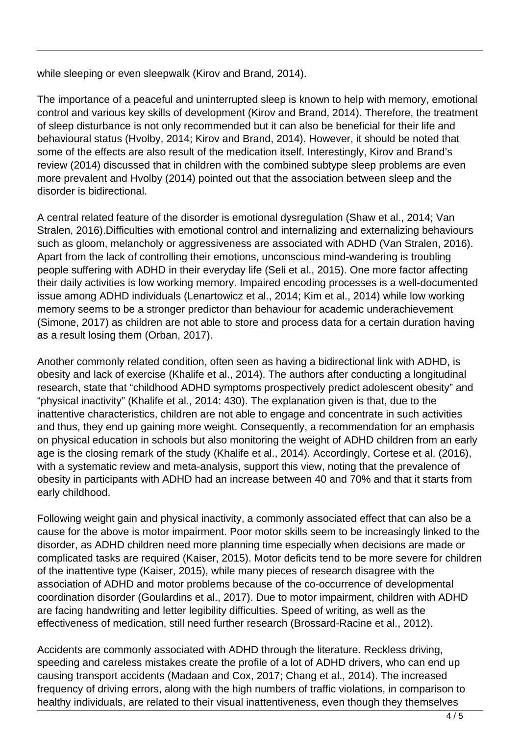while sleeping or even sleepwalk (Kirov and Brand, 2014).

The importance of a peaceful and uninterrupted sleep is known to help with memory, emotional control and various key skills of development (Kirov and Brand, 2014). Therefore, the treatment of sleep disturbance is not only recommended but it can also be beneficial for their life and behavioural status (Hvolby, 2014; Kirov and Brand, 2014). However, it should be noted that some of the effects are also result of the medication itself. Interestingly, Kirov and Brand's review (2014) discussed that in children with the combined subtype sleep problems are even more prevalent and Hvolby (2014) pointed out that the association between sleep and the disorder is bidirectional.

A central related feature of the disorder is emotional dysregulation (Shaw et al., 2014; Van Stralen, 2016).Difficulties with emotional control and internalizing and externalizing behaviours such as gloom, melancholy or aggressiveness are associated with ADHD (Van Stralen, 2016). Apart from the lack of controlling their emotions, unconscious mind-wandering is troubling people suffering with ADHD in their everyday life (Seli et al., 2015). One more factor affecting their daily activities is low working memory. Impaired encoding processes is a well-documented issue among ADHD individuals (Lenartowicz et al., 2014; Kim et al., 2014) while low working memory seems to be a stronger predictor than behaviour for academic underachievement (Simone, 2017) as children are not able to store and process data for a certain duration having as a result losing them (Orban, 2017).

Another commonly related condition, often seen as having a bidirectional link with ADHD, is obesity and lack of exercise (Khalife et al., 2014). The authors after conducting a longitudinal research, state that "childhood ADHD symptoms prospectively predict adolescent obesity" and "physical inactivity" (Khalife et al., 2014: 430). The explanation given is that, due to the inattentive characteristics, children are not able to engage and concentrate in such activities and thus, they end up gaining more weight. Consequently, a recommendation for an emphasis on physical education in schools but also monitoring the weight of ADHD children from an early age is the closing remark of the study (Khalife et al., 2014). Accordingly, Cortese et al. (2016), with a systematic review and meta-analysis, support this view, noting that the prevalence of obesity in participants with ADHD had an increase between 40 and 70% and that it starts from early childhood.

Following weight gain and physical inactivity, a commonly associated effect that can also be a cause for the above is motor impairment. Poor motor skills seem to be increasingly linked to the disorder, as ADHD children need more planning time especially when decisions are made or complicated tasks are required (Kaiser, 2015). Motor deficits tend to be more severe for children of the inattentive type (Kaiser, 2015), while many pieces of research disagree with the association of ADHD and motor problems because of the co-occurrence of developmental coordination disorder (Goulardins et al., 2017). Due to motor impairment, children with ADHD are facing handwriting and letter legibility difficulties. Speed of writing, as well as the effectiveness of medication, still need further research (Brossard-Racine et al., 2012).

Accidents are commonly associated with ADHD through the literature. Reckless driving, speeding and careless mistakes create the profile of a lot of ADHD drivers, who can end up causing transport accidents (Madaan and Cox, 2017; Chang et al., 2014). The increased frequency of driving errors, along with the high numbers of traffic violations, in comparison to healthy individuals, are related to their visual inattentiveness, even though they themselves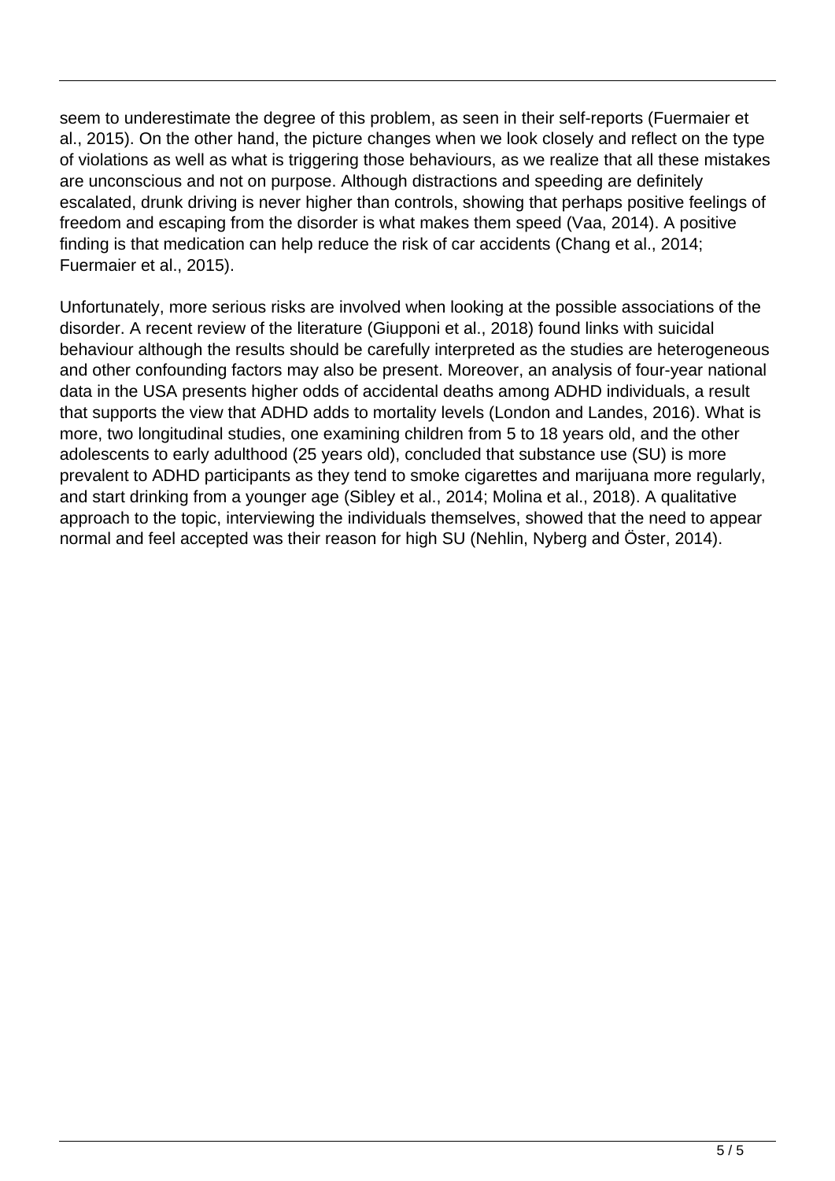seem to underestimate the degree of this problem, as seen in their self-reports (Fuermaier et al., 2015). On the other hand, the picture changes when we look closely and reflect on the type of violations as well as what is triggering those behaviours, as we realize that all these mistakes are unconscious and not on purpose. Although distractions and speeding are definitely escalated, drunk driving is never higher than controls, showing that perhaps positive feelings of freedom and escaping from the disorder is what makes them speed (Vaa, 2014). A positive finding is that medication can help reduce the risk of car accidents (Chang et al., 2014; Fuermaier et al., 2015).

Unfortunately, more serious risks are involved when looking at the possible associations of the disorder. A recent review of the literature (Giupponi et al., 2018) found links with suicidal behaviour although the results should be carefully interpreted as the studies are heterogeneous and other confounding factors may also be present. Moreover, an analysis of four-year national data in the USA presents higher odds of accidental deaths among ADHD individuals, a result that supports the view that ADHD adds to mortality levels (London and Landes, 2016). What is more, two longitudinal studies, one examining children from 5 to 18 years old, and the other adolescents to early adulthood (25 years old), concluded that substance use (SU) is more prevalent to ADHD participants as they tend to smoke cigarettes and marijuana more regularly, and start drinking from a younger age (Sibley et al., 2014; Molina et al., 2018). A qualitative approach to the topic, interviewing the individuals themselves, showed that the need to appear normal and feel accepted was their reason for high SU (Nehlin, Nyberg and Öster, 2014).